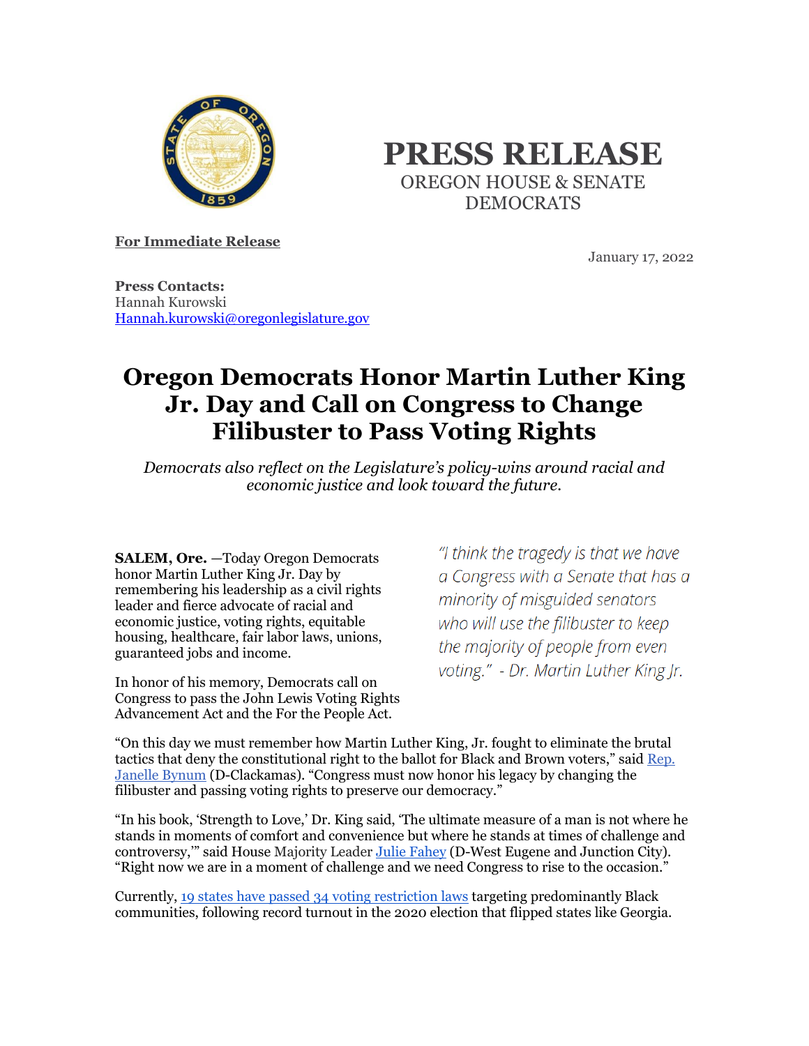# PRESS RELEASE

OREGON HOUSE & SENATE DEMOCRATS

**For Immediate Release**

January 17, 2022

**Press Contacts:**
Hannah Kurowski
Hannah.kurowski@oregonlegislature.gov

# Oregon Democrats Honor Martin Luther King Jr. Day and Call on Congress to Change Filibuster to Pass Voting Rights

*Democrats also reflect on the Legislature's policy-wins around racial and economic justice and look toward the future.*

**SALEM, Ore.** —Today Oregon Democrats honor Martin Luther King Jr. Day by remembering his leadership as a civil rights leader and fierce advocate of racial and economic justice, voting rights, equitable housing, healthcare, fair labor laws, unions, guaranteed jobs and income.

In honor of his memory, Democrats call on Congress to pass the John Lewis Voting Rights Advancement Act and the For the People Act.

*"I think the tragedy is that we have a Congress with a Senate that has a minority of misguided senators who will use the filibuster to keep the majority of people from even voting." - Dr. Martin Luther King Jr.*

"On this day we must remember how Martin Luther King, Jr. fought to eliminate the brutal tactics that deny the constitutional right to the ballot for Black and Brown voters," said Rep. Janelle Bynum (D-Clackamas). "Congress must now honor his legacy by changing the filibuster and passing voting rights to preserve our democracy."

"In his book, 'Strength to Love,' Dr. King said, 'The ultimate measure of a man is not where he stands in moments of comfort and convenience but where he stands at times of challenge and controversy,'" said House Majority Leader Julie Fahey (D-West Eugene and Junction City). "Right now we are in a moment of challenge and we need Congress to rise to the occasion."

Currently, 19 states have passed 34 voting restriction laws targeting predominantly Black communities, following record turnout in the 2020 election that flipped states like Georgia.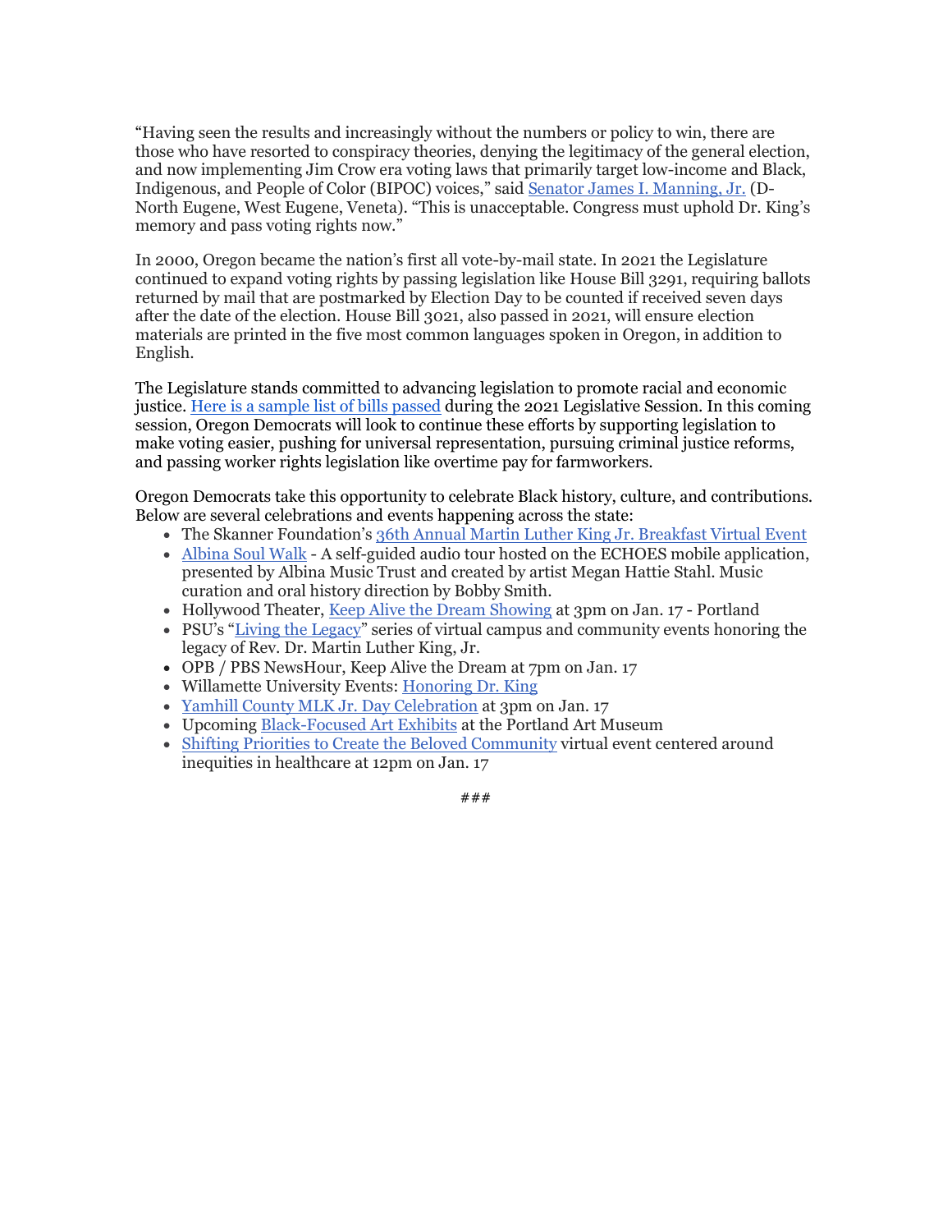"Having seen the results and increasingly without the numbers or policy to win, there are those who have resorted to conspiracy theories, denying the legitimacy of the general election, and now implementing Jim Crow era voting laws that primarily target low-income and Black, Indigenous, and People of Color (BIPOC) voices," said Senator James I. Manning, Jr. (D-North Eugene, West Eugene, Veneta). "This is unacceptable. Congress must uphold Dr. King's memory and pass voting rights now."

In 2000, Oregon became the nation's first all vote-by-mail state. In 2021 the Legislature continued to expand voting rights by passing legislation like House Bill 3291, requiring ballots returned by mail that are postmarked by Election Day to be counted if received seven days after the date of the election. House Bill 3021, also passed in 2021, will ensure election materials are printed in the five most common languages spoken in Oregon, in addition to English.

The Legislature stands committed to advancing legislation to promote racial and economic justice. Here is a sample list of bills passed during the 2021 Legislative Session. In this coming session, Oregon Democrats will look to continue these efforts by supporting legislation to make voting easier, pushing for universal representation, pursuing criminal justice reforms, and passing worker rights legislation like overtime pay for farmworkers.

Oregon Democrats take this opportunity to celebrate Black history, culture, and contributions. Below are several celebrations and events happening across the state:

- The Skanner Foundation's 36th Annual Martin Luther King Jr. Breakfast Virtual Event
- Albina Soul Walk - A self-guided audio tour hosted on the ECHOES mobile application, presented by Albina Music Trust and created by artist Megan Hattie Stahl. Music curation and oral history direction by Bobby Smith.
- Hollywood Theater, Keep Alive the Dream Showing at 3pm on Jan. 17 - Portland
- PSU's "Living the Legacy" series of virtual campus and community events honoring the legacy of Rev. Dr. Martin Luther King, Jr.
- OPB / PBS NewsHour, Keep Alive the Dream at 7pm on Jan. 17
- Willamette University Events: Honoring Dr. King
- Yamhill County MLK Jr. Day Celebration at 3pm on Jan. 17
- Upcoming Black-Focused Art Exhibits at the Portland Art Museum
- Shifting Priorities to Create the Beloved Community virtual event centered around inequities in healthcare at 12pm on Jan. 17

###